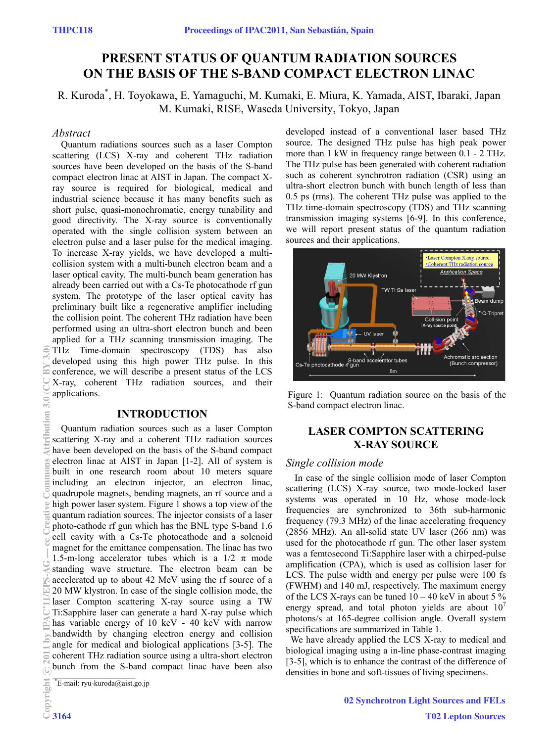# PRESENT STATUS OF QUANTUM RADIATION SOURCES ON THE BASIS OF THE S-BAND COMPACT ELECTRON LINAC

R. Kuroda*, H. Toyokawa, E. Yamaguchi, M. Kumaki, E. Miura, K. Yamada, AIST, Ibaraki, Japan
M. Kumaki, RISE, Waseda University, Tokyo, Japan

## *Abstract*

Quantum radiations sources such as a laser Compton scattering (LCS) X-ray and coherent THz radiation sources have been developed on the basis of the S-band compact electron linac at AIST in Japan. The compact X-ray source is required for biological, medical and industrial science because it has many benefits such as short pulse, quasi-monochromatic, energy tunability and good directivity. The X-ray source is conventionally operated with the single collision system between an electron pulse and a laser pulse for the medical imaging. To increase X-ray yields, we have developed a multi-collision system with a multi-bunch electron beam and a laser optical cavity. The multi-bunch beam generation has already been carried out with a Cs-Te photocathode rf gun system. The prototype of the laser optical cavity has preliminary built like a regenerative amplifier including the collision point. The coherent THz radiation have been performed using an ultra-short electron bunch and been applied for a THz scanning transmission imaging. The THz Time-domain spectroscopy (TDS) has also developed using this high power THz pulse. In this conference, we will describe a present status of the LCS X-ray, coherent THz radiation sources, and their applications.

## INTRODUCTION

Quantum radiation sources such as a laser Compton scattering X-ray and a coherent THz radiation sources have been developed on the basis of the S-band compact electron linac at AIST in Japan [1-2]. All of system is built in one research room about 10 meters square including an electron injector, an electron linac, quadrupole magnets, bending magnets, an rf source and a high power laser system. Figure 1 shows a top view of the quantum radiation sources. The injector consists of a laser photo-cathode rf gun which has the BNL type S-band 1.6 cell cavity with a Cs-Te photocathode and a solenoid magnet for the emittance compensation. The linac has two 1.5-m-long accelerator tubes which is a 1/2 π mode standing wave structure. The electron beam can be accelerated up to about 42 MeV using the rf source of a 20 MW klystron. In case of the single collision mode, the laser Compton scattering X-ray source using a TW Ti:Sapphire laser can generate a hard X-ray pulse which has variable energy of 10 keV - 40 keV with narrow bandwidth by changing electron energy and collision angle for medical and biological applications [3-5]. The coherent THz radiation source using a ultra-short electron bunch from the S-band compact linac have been also developed instead of a conventional laser based THz source. The designed THz pulse has high peak power more than 1 kW in frequency range between 0.1 - 2 THz. The THz pulse has been generated with coherent radiation such as coherent synchrotron radiation (CSR) using an ultra-short electron bunch with bunch length of less than 0.5 ps (rms). The coherent THz pulse was applied to the THz time-domain spectroscopy (TDS) and THz scanning transmission imaging systems [6-9]. In this conference, we will report present status of the quantum radiation sources and their applications.

20 MW Klystron
TW Ti:Sa laser
•Laser Compton X-ray source
•Coherent THz radiation source
Application Space
Beam dump
Q-Triplet
Collision point
(X-ray source point)
UV laser
Cs-Te photocathode rf gun
S-band accelerator tubes
8m
Achromatic arc section
(Bunch compressor)

Figure 1: Quantum radiation source on the basis of the S-band compact electron linac.

## LASER COMPTON SCATTERING X-RAY SOURCE

### *Single collision mode*

In case of the single collision mode of laser Compton scattering (LCS) X-ray source, two mode-locked laser systems was operated in 10 Hz, whose mode-lock frequencies are synchronized to 36th sub-harmonic frequency (79.3 MHz) of the linac accelerating frequency (2856 MHz). An all-solid state UV laser (266 nm) was used for the photocathode rf gun. The other laser system was a femtosecond Ti:Sapphire laser with a chirped-pulse amplification (CPA), which is used as collision laser for LCS. The pulse width and energy per pulse were 100 fs (FWHM) and 140 mJ, respectively. The maximum energy of the LCS X-rays can be tuned 10 – 40 keV in about 5 % energy spread, and total photon yields are about $10^7$ photons/s at 165-degree collision angle. Overall system specifications are summarized in Table 1.

We have already applied the LCS X-ray to medical and biological imaging using a in-line phase-contrast imaging [3-5], which is to enhance the contrast of the difference of densities in bone and soft-tissues of living specimens.

*E-mail: ryu-kuroda@aist.go.jp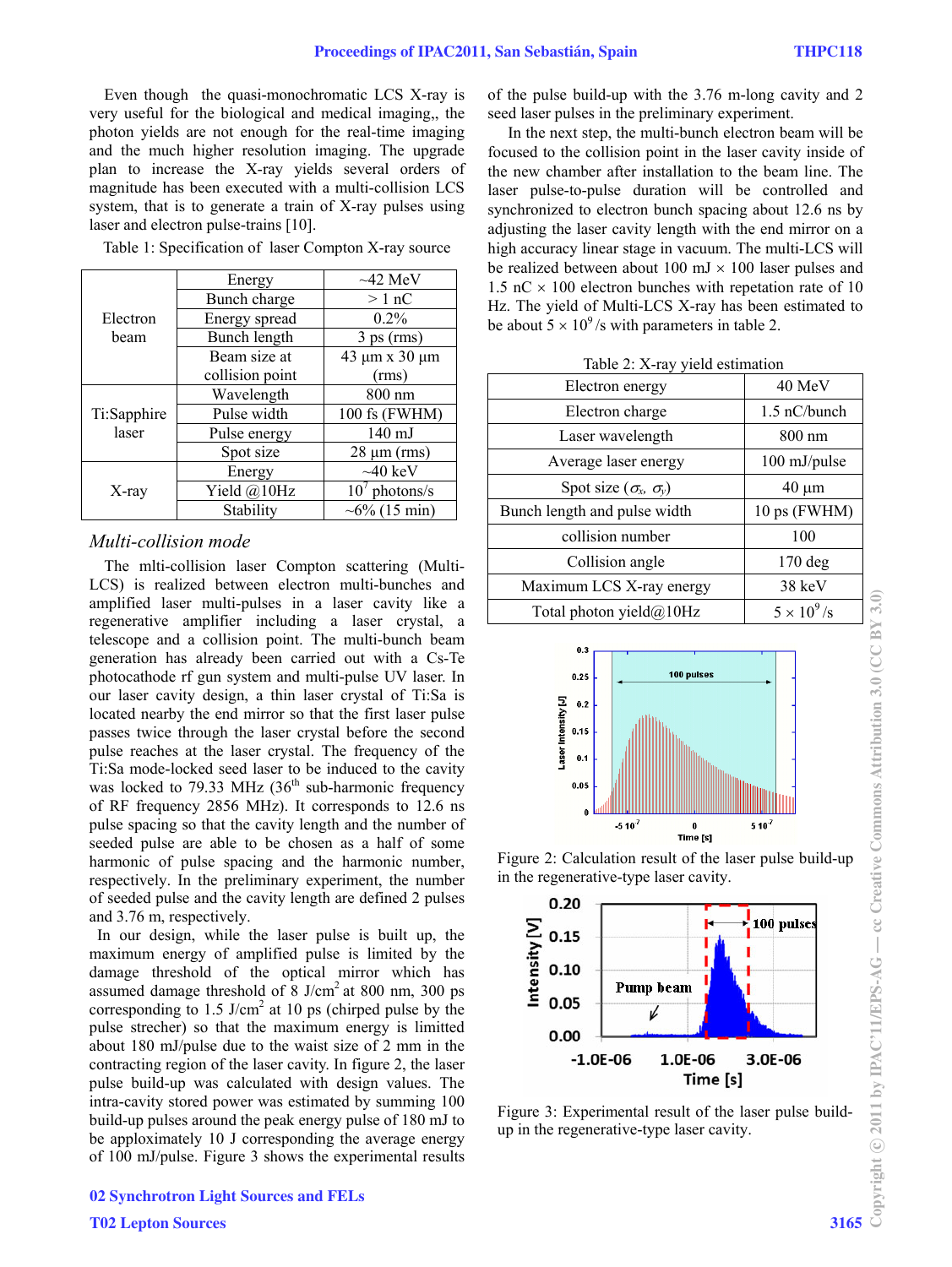Even though the quasi-monochromatic LCS X-ray is very useful for the biological and medical imaging,, the photon yields are not enough for the real-time imaging and the much higher resolution imaging. The upgrade plan to increase the X-ray yields several orders of magnitude has been executed with a multi-collision LCS system, that is to generate a train of X-ray pulses using laser and electron pulse-trains [10].

Table 1: Specification of laser Compton X-ray source

| | | |
|---|---|---|
| Electron beam | Energy | ~42 MeV |
| | Bunch charge | > 1 nC |
| | Energy spread | 0.2% |
| | Bunch length | 3 ps (rms) |
| | Beam size at collision point | 43 μm x 30 μm (rms) |
| Ti:Sapphire laser | Wavelength | 800 nm |
| | Pulse width | 100 fs (FWHM) |
| | Pulse energy | 140 mJ |
| | Spot size | 28 μm (rms) |
| X-ray | Energy | ~40 keV |
| | Yield @10Hz | $10^7$ photons/s |
| | Stability | ~6% (15 min) |

### *Multi-collision mode*

The mlti-collision laser Compton scattering (Multi-LCS) is realized between electron multi-bunches and amplified laser multi-pulses in a laser cavity like a regenerative amplifier including a laser crystal, a telescope and a collision point. The multi-bunch beam generation has already been carried out with a Cs-Te photocathode rf gun system and multi-pulse UV laser. In our laser cavity design, a thin laser crystal of Ti:Sa is located nearby the end mirror so that the first laser pulse passes twice through the laser crystal before the second pulse reaches at the laser crystal. The frequency of the Ti:Sa mode-locked seed laser to be induced to the cavity was locked to 79.33 MHz (36$^{th}$ sub-harmonic frequency of RF frequency 2856 MHz). It corresponds to 12.6 ns pulse spacing so that the cavity length and the number of seeded pulse are able to be chosen as a half of some harmonic of pulse spacing and the harmonic number, respectively. In the preliminary experiment, the number of seeded pulse and the cavity length are defined 2 pulses and 3.76 m, respectively.

In our design, while the laser pulse is built up, the maximum energy of amplified pulse is limited by the damage threshold of the optical mirror which has assumed damage threshold of 8 J/cm$^2$ at 800 nm, 300 ps corresponding to 1.5 J/cm$^2$ at 10 ps (chirped pulse by the pulse strecher) so that the maximum energy is limitted about 180 mJ/pulse due to the waist size of 2 mm in the contracting region of the laser cavity. In figure 2, the laser pulse build-up was calculated with design values. The intra-cavity stored power was estimated by summing 100 build-up pulses around the peak energy pulse of 180 mJ to be alploximately 10 J corresponding the average energy of 100 mJ/pulse. Figure 3 shows the experimental results of the pulse build-up with the 3.76 m-long cavity and 2 seed laser pulses in the preliminary experiment.

In the next step, the multi-bunch electron beam will be focused to the collision point in the laser cavity inside of the new chamber after installation to the beam line. The laser pulse-to-pulse duration will be controlled and synchronized to electron bunch spacing about 12.6 ns by adjusting the laser cavity length with the end mirror on a high accuracy linear stage in vacuum. The multi-LCS will be realized between about 100 mJ × 100 laser pulses and 1.5 nC × 100 electron bunches with repetation rate of 10 Hz. The yield of Multi-LCS X-ray has been estimated to be about $5 \times 10^9$/s with parameters in table 2.

Table 2: X-ray yield estimation

| | |
|---|---|
| Electron energy | 40 MeV |
| Electron charge | 1.5 nC/bunch |
| Laser wavelength | 800 nm |
| Average laser energy | 100 mJ/pulse |
| Spot size ($\sigma_x$, $\sigma_y$) | 40 μm |
| Bunch length and pulse width | 10 ps (FWHM) |
| collision number | 100 |
| Collision angle | 170 deg |
| Maximum LCS X-ray energy | 38 keV |
| Total photon yield@10Hz | $5 \times 10^9$/s |

0.3
0.25
0.2
0.15
0.1
0.05
0
Laser Intensity [J]
100 pulses
-5 10$^{-7}$
0
5 10$^{-7}$
Time [s]

Figure 2: Calculation result of the laser pulse build-up in the regenerative-type laser cavity.

0.20
0.15
0.10
0.05
0.00
Intensity [V]
100 pulses
Pump beam
-1.0E-06
1.0E-06
3.0E-06
Time [s]

Figure 3: Experimental result of the laser pulse build-up in the regenerative-type laser cavity.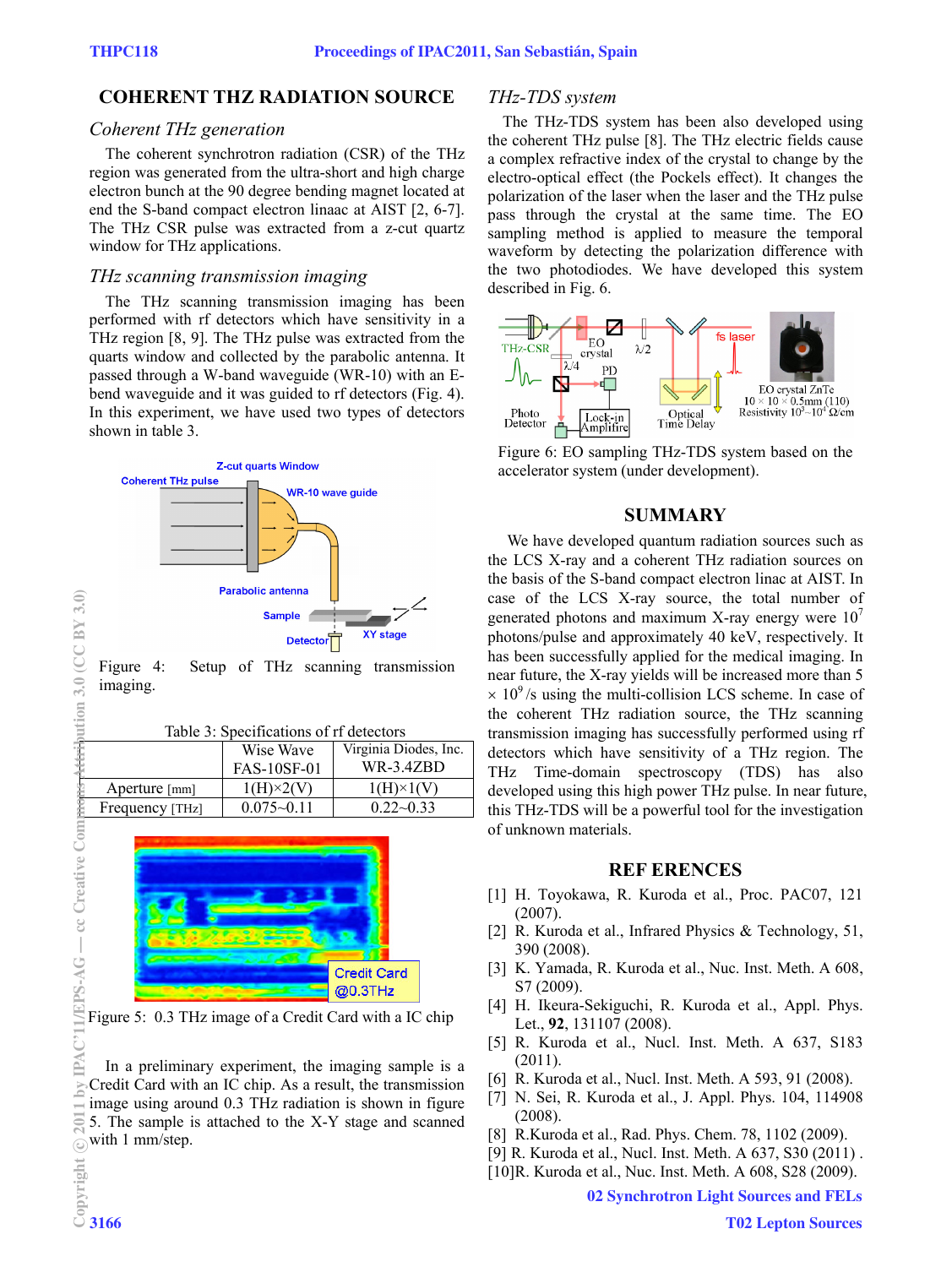## COHERENT THZ RADIATION SOURCE

### Coherent THz generation

The coherent synchrotron radiation (CSR) of the THz region was generated from the ultra-short and high charge electron bunch at the 90 degree bending magnet located at end the S-band compact electron linaac at AIST [2, 6-7]. The THz CSR pulse was extracted from a z-cut quartz window for THz applications.

### THz scanning transmission imaging

The THz scanning transmission imaging has been performed with rf detectors which have sensitivity in a THz region [8, 9]. The THz pulse was extracted from the quarts window and collected by the parabolic antenna. It passed through a W-band waveguide (WR-10) with an E-bend waveguide and it was guided to rf detectors (Fig. 4). In this experiment, we have used two types of detectors shown in table 3.

Z-cut quarts Window
Coherent THz pulse
WR-10 wave guide
Parabolic antenna
Sample
XY stage
Detector

Figure 4: Setup of THz scanning transmission imaging.

Table 3: Specifications of rf detectors

| | Wise Wave FAS-10SF-01 | Virginia Diodes, Inc. WR-3.4ZBD |
|---|---|---|
| Aperture [mm] | 1(H)×2(V) | 1(H)×1(V) |
| Frequency [THz] | 0.075~0.11 | 0.22~0.33 |

Credit Card
@0.3THz

Figure 5: 0.3 THz image of a Credit Card with a IC chip

In a preliminary experiment, the imaging sample is a Credit Card with an IC chip. As a result, the transmission image using around 0.3 THz radiation is shown in figure 5. The sample is attached to the X-Y stage and scanned with 1 mm/step.

### THz-TDS system

The THz-TDS system has been also developed using the coherent THz pulse [8]. The THz electric fields cause a complex refractive index of the crystal to change by the electro-optical effect (the Pockels effect). It changes the polarization of the laser when the laser and the THz pulse pass through the crystal at the same time. The EO sampling method is applied to measure the temporal waveform by detecting the polarization difference with the two photodiodes. We have developed this system described in Fig. 6.

THz-CSR
EO crystal
$\lambda/4$
$\lambda/2$
PD
fs laser
Photo Detector
Lock-in Amplifire
Optical Time Delay
EO crystal ZnTe
$10 \times 10 \times 0.5$mm (110)
Resistivity $10^3$~$10^4$ Ω/cm

Figure 6: EO sampling THz-TDS system based on the accelerator system (under development).

## SUMMARY

We have developed quantum radiation sources such as the LCS X-ray and a coherent THz radiation sources on the basis of the S-band compact electron linac at AIST. In case of the LCS X-ray source, the total number of generated photons and maximum X-ray energy were $10^7$ photons/pulse and approximately 40 keV, respectively. It has been successfully applied for the medical imaging. In near future, the X-ray yields will be increased more than $5 \times 10^9$/s using the multi-collision LCS scheme. In case of the coherent THz radiation source, the THz scanning transmission imaging has successfully performed using rf detectors which have sensitivity of a THz region. The THz Time-domain spectroscopy (TDS) has also developed using this high power THz pulse. In near future, this THz-TDS will be a powerful tool for the investigation of unknown materials.

## REF ERENCES

[1] H. Toyokawa, R. Kuroda et al., Proc. PAC07, 121 (2007).
[2] R. Kuroda et al., Infrared Physics & Technology, 51, 390 (2008).
[3] K. Yamada, R. Kuroda et al., Nuc. Inst. Meth. A 608, S7 (2009).
[4] H. Ikeura-Sekiguchi, R. Kuroda et al., Appl. Phys. Let., **92**, 131107 (2008).
[5] R. Kuroda et al., Nucl. Inst. Meth. A 637, S183 (2011).
[6] R. Kuroda et al., Nucl. Inst. Meth. A 593, 91 (2008).
[7] N. Sei, R. Kuroda et al., J. Appl. Phys. 104, 114908 (2008).
[8] R.Kuroda et al., Rad. Phys. Chem. 78, 1102 (2009).
[9] R. Kuroda et al., Nucl. Inst. Meth. A 637, S30 (2011) .
[10] R. Kuroda et al., Nuc. Inst. Meth. A 608, S28 (2009).